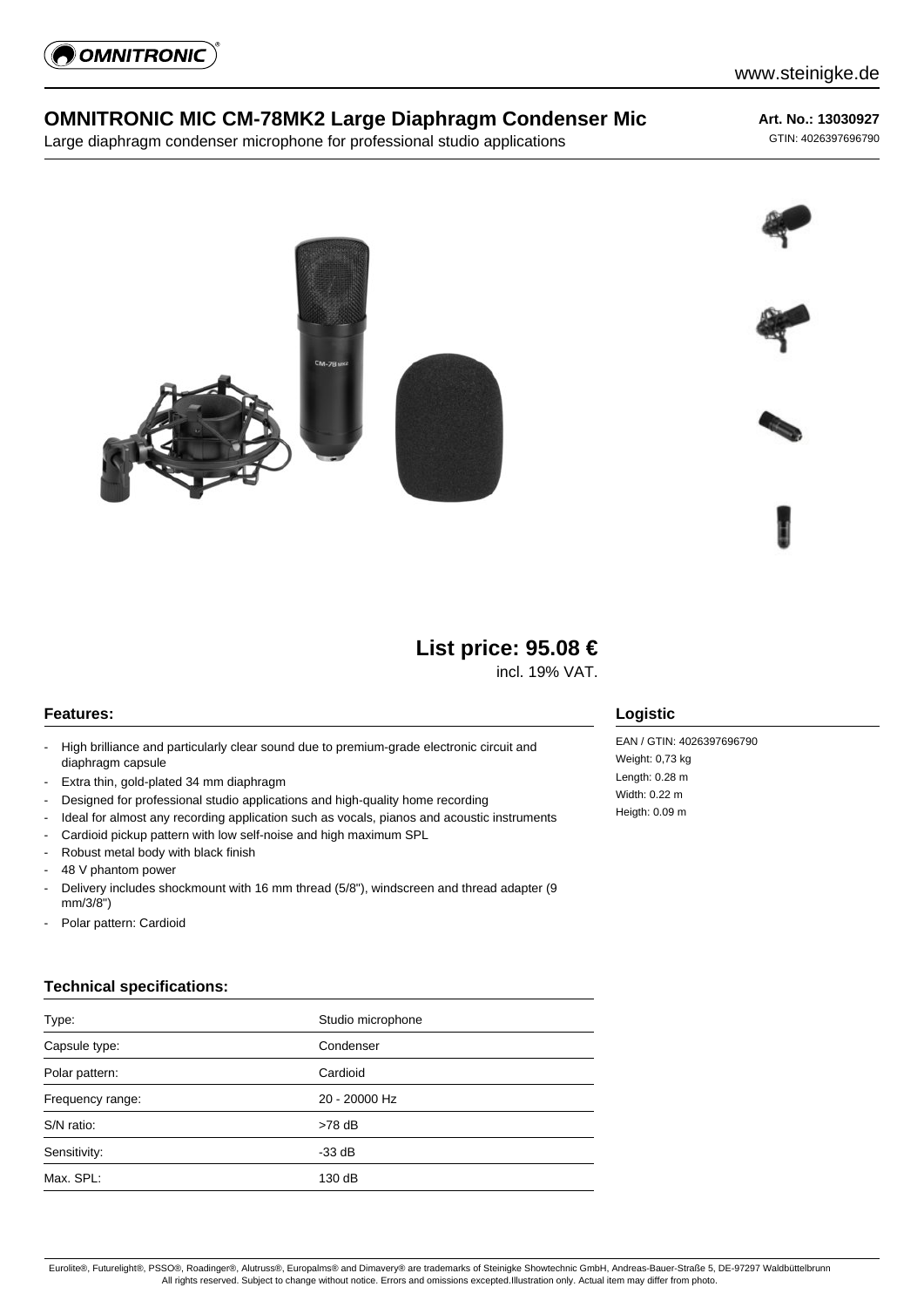www.steinigke.de

# OMNITRONIC MIC CM-78MK2 Large Diaphragm Condenser Mic

Large diaphragm condenser microphone for professional studio applications

**Art. No.: 13030927**
GTIN: 4026397696790

## List price: 95.08 €

incl. 19% VAT.

### Features:

- High brilliance and particularly clear sound due to premium-grade electronic circuit and diaphragm capsule
- Extra thin, gold-plated 34 mm diaphragm
- Designed for professional studio applications and high-quality home recording
- Ideal for almost any recording application such as vocals, pianos and acoustic instruments
- Cardioid pickup pattern with low self-noise and high maximum SPL
- Robust metal body with black finish
- 48 V phantom power
- Delivery includes shockmount with 16 mm thread (5/8"), windscreen and thread adapter (9 mm/3/8")
- Polar pattern: Cardioid

### Logistic

EAN / GTIN: 4026397696790
Weight: 0,73 kg
Length: 0.28 m
Width: 0.22 m
Heigth: 0.09 m

### Technical specifications:

| | |
|---|---|
| Type: | Studio microphone |
| Capsule type: | Condenser |
| Polar pattern: | Cardioid |
| Frequency range: | 20 - 20000 Hz |
| S/N ratio: | >78 dB |
| Sensitivity: | -33 dB |
| Max. SPL: | 130 dB |

Eurolite®, Futurelight®, PSSO®, Roadinger®, Alutruss®, Europalms® and Dimavery® are trademarks of Steinigke Showtechnic GmbH, Andreas-Bauer-Straße 5, DE-97297 Waldbüttelbrunn
All rights reserved. Subject to change without notice. Errors and omissions excepted.Illustration only. Actual item may differ from photo.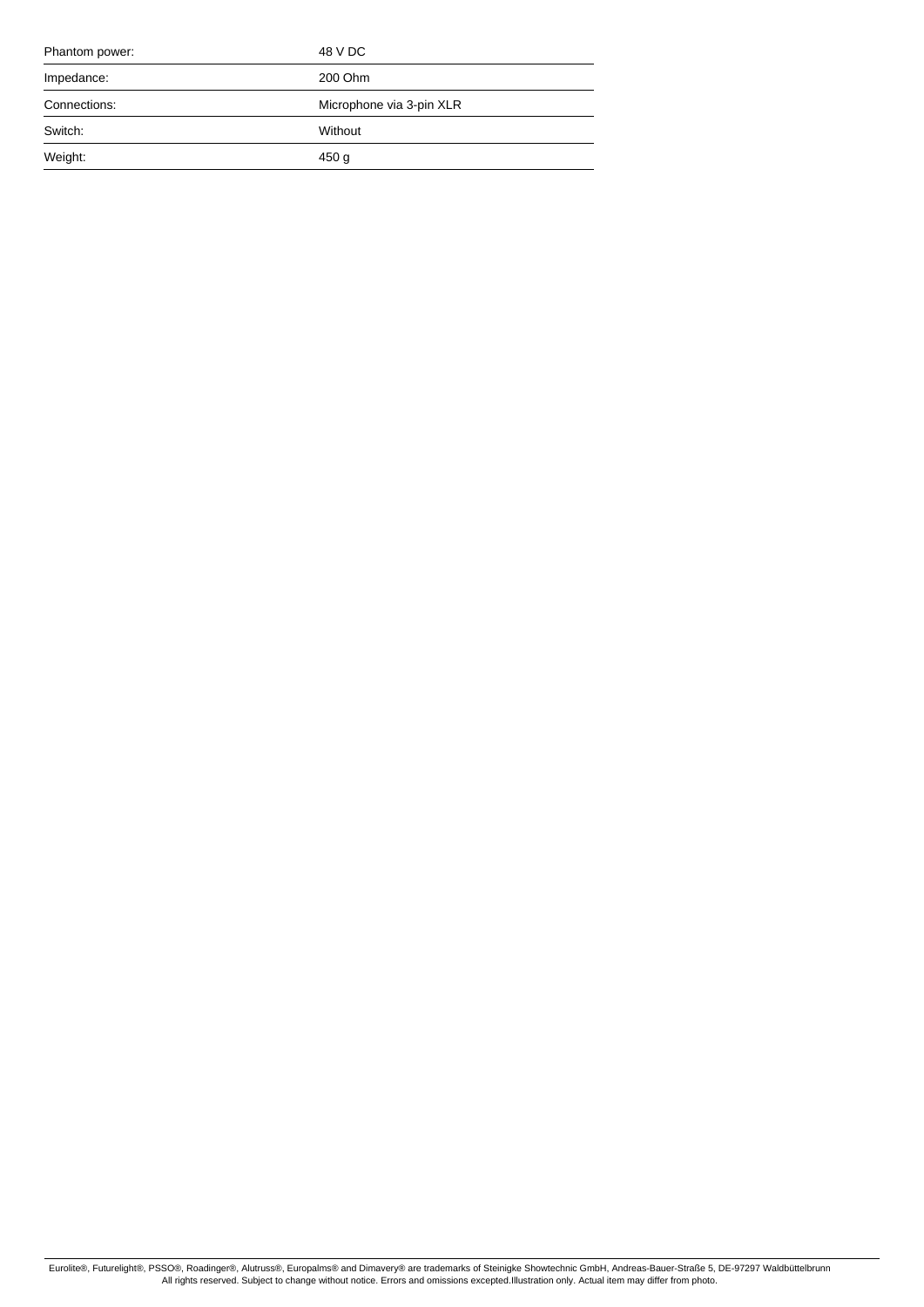| | |
|---|---|
| Phantom power: | 48 V DC |
| Impedance: | 200 Ohm |
| Connections: | Microphone via 3-pin XLR |
| Switch: | Without |
| Weight: | 450 g |